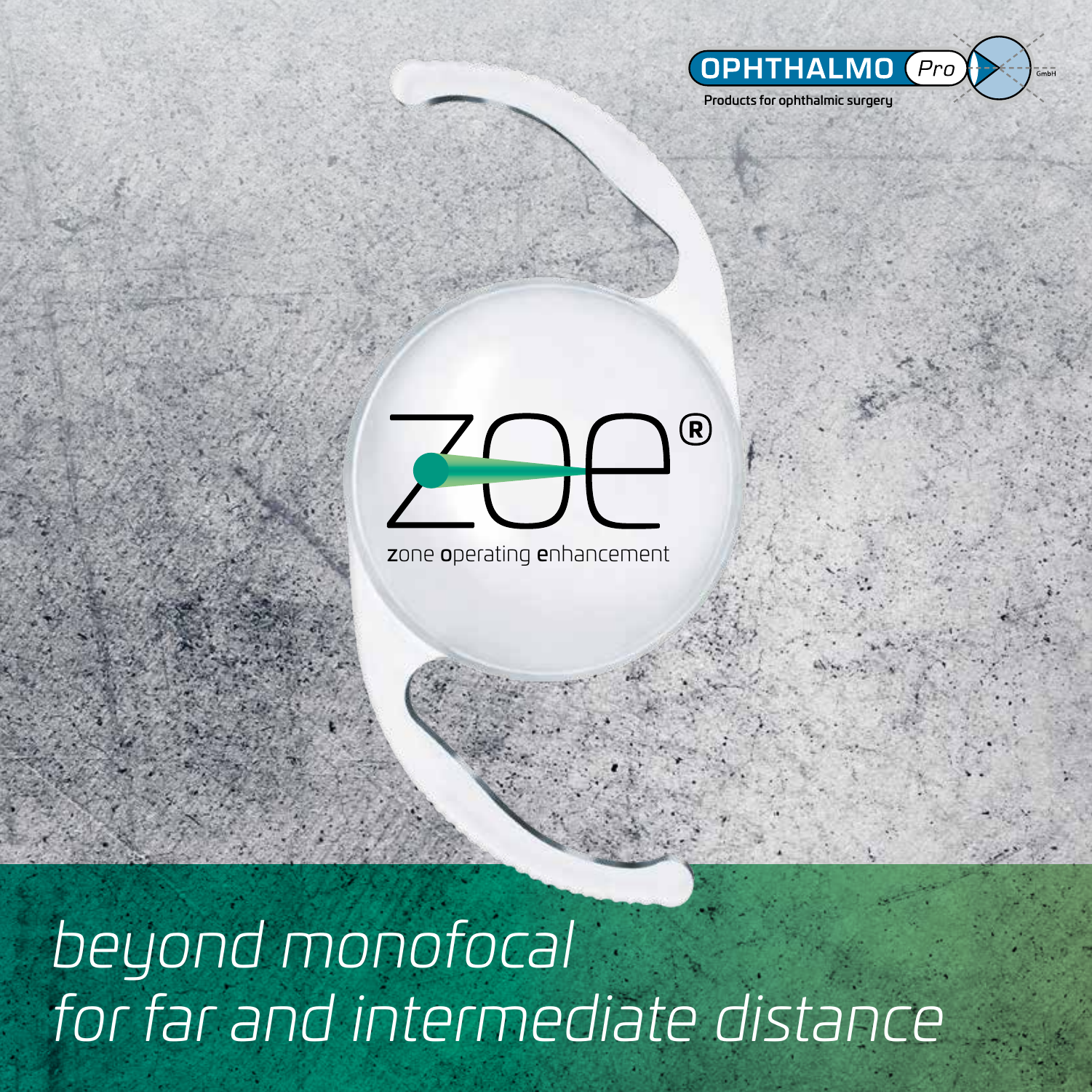OPHTHALMO Pro GmbH

Products for ophthalmic surgery

# zoe®

**z**one **o**perating **e**nhancement

*beyond monofocal*
*for far and intermediate distance*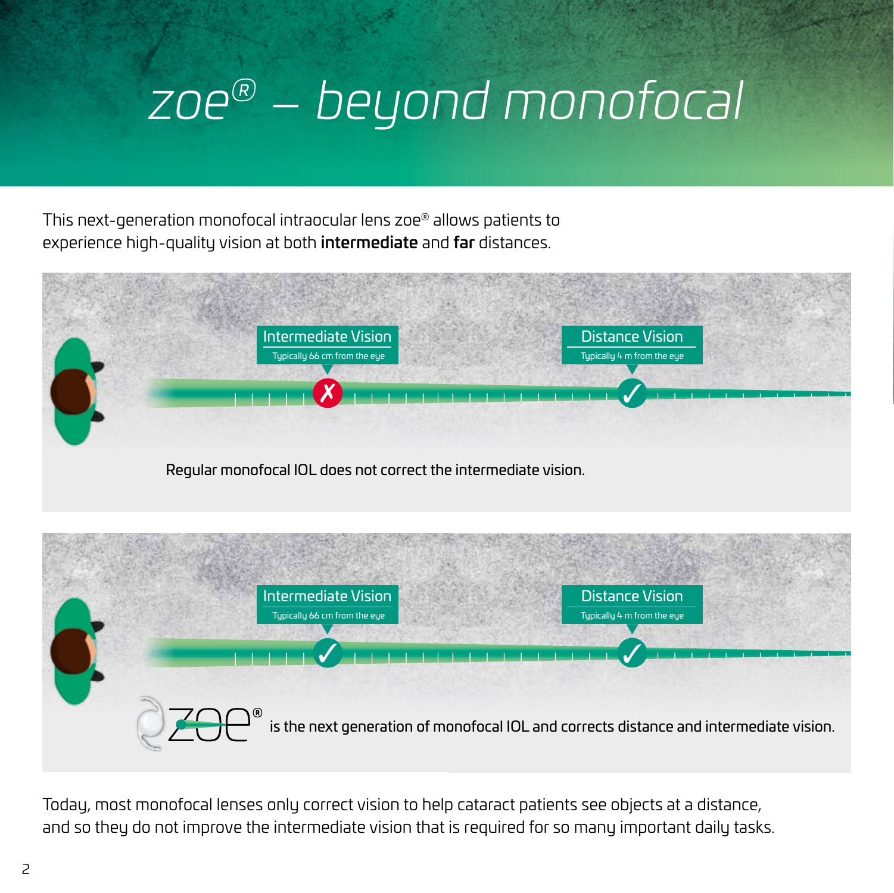# zoe® – beyond monofocal

This next-generation monofocal intraocular lens zoe® allows patients to experience high-quality vision at both **intermediate** and **far** distances.

Intermediate Vision
Typically 66 cm from the eye

Distance Vision
Typically 4 m from the eye

Regular monofocal IOL does not correct the intermediate vision.

Intermediate Vision
Typically 66 cm from the eye

Distance Vision
Typically 4 m from the eye

zoe® is the next generation of monofocal IOL and corrects distance and intermediate vision.

Today, most monofocal lenses only correct vision to help cataract patients see objects at a distance, and so they do not improve the intermediate vision that is required for so many important daily tasks.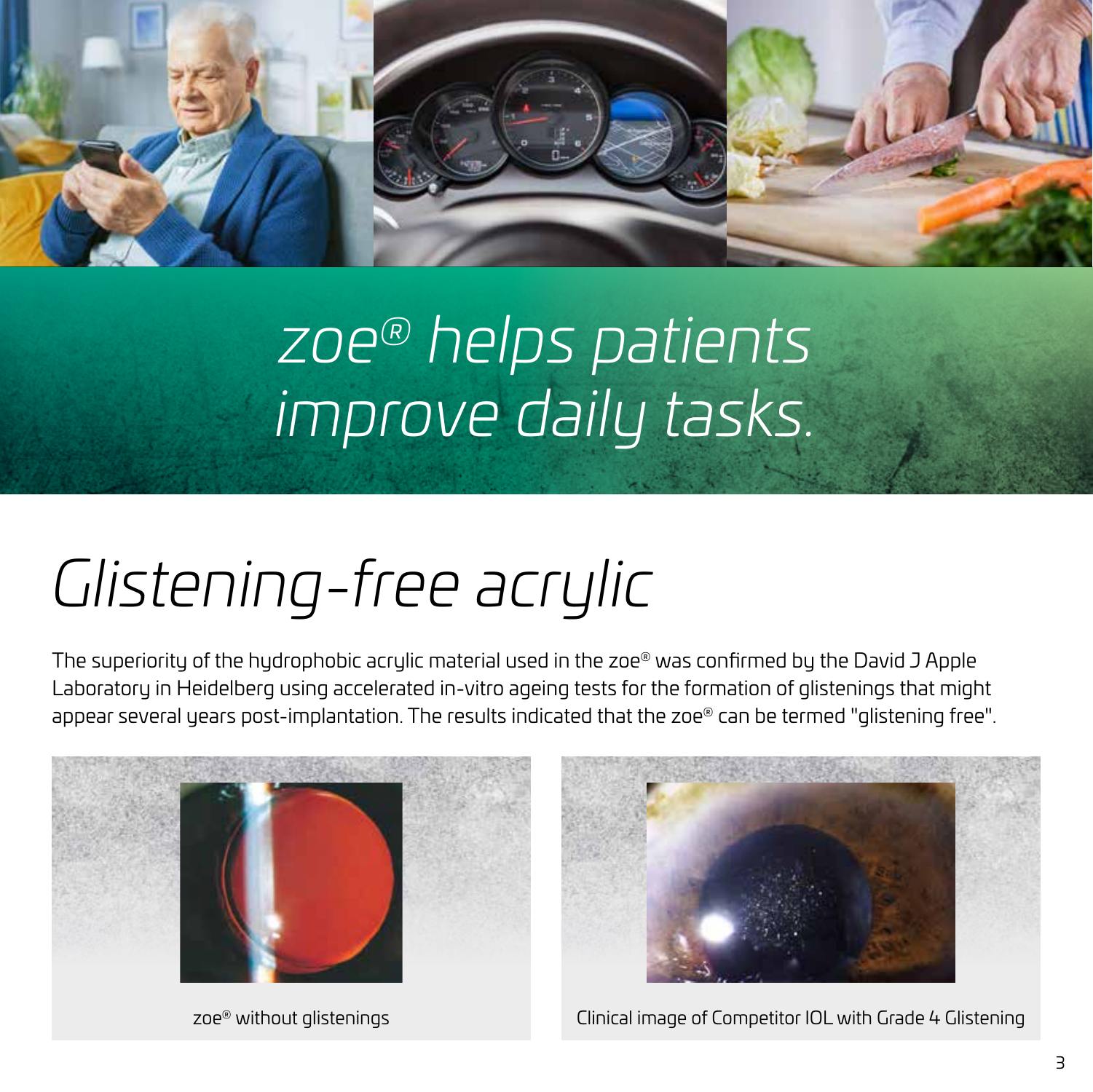# zoe® helps patients improve daily tasks.

# Glistening-free acrylic

The superiority of the hydrophobic acrylic material used in the zoe® was confirmed by the David J Apple Laboratory in Heidelberg using accelerated in-vitro ageing tests for the formation of glistenings that might appear several years post-implantation. The results indicated that the zoe® can be termed "glistening free".

zoe® without glistenings

Clinical image of Competitor IOL with Grade 4 Glistening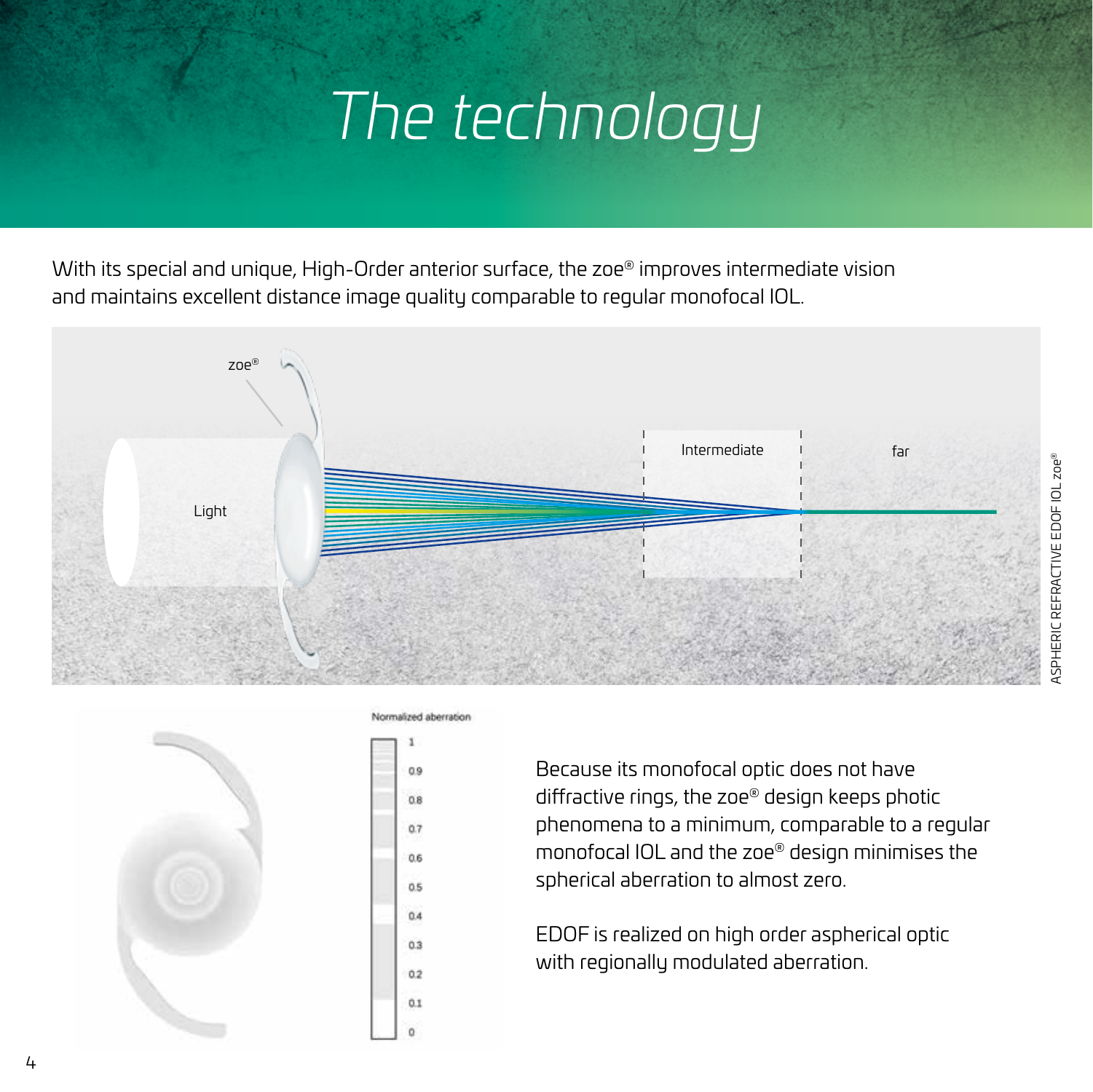# The technology

With its special and unique, High-Order anterior surface, the zoe® improves intermediate vision and maintains excellent distance image quality comparable to regular monofocal IOL.

Because its monofocal optic does not have diffractive rings, the zoe® design keeps photic phenomena to a minimum, comparable to a regular monofocal IOL and the zoe® design minimises the spherical aberration to almost zero.

EDOF is realized on high order aspherical optic with regionally modulated aberration.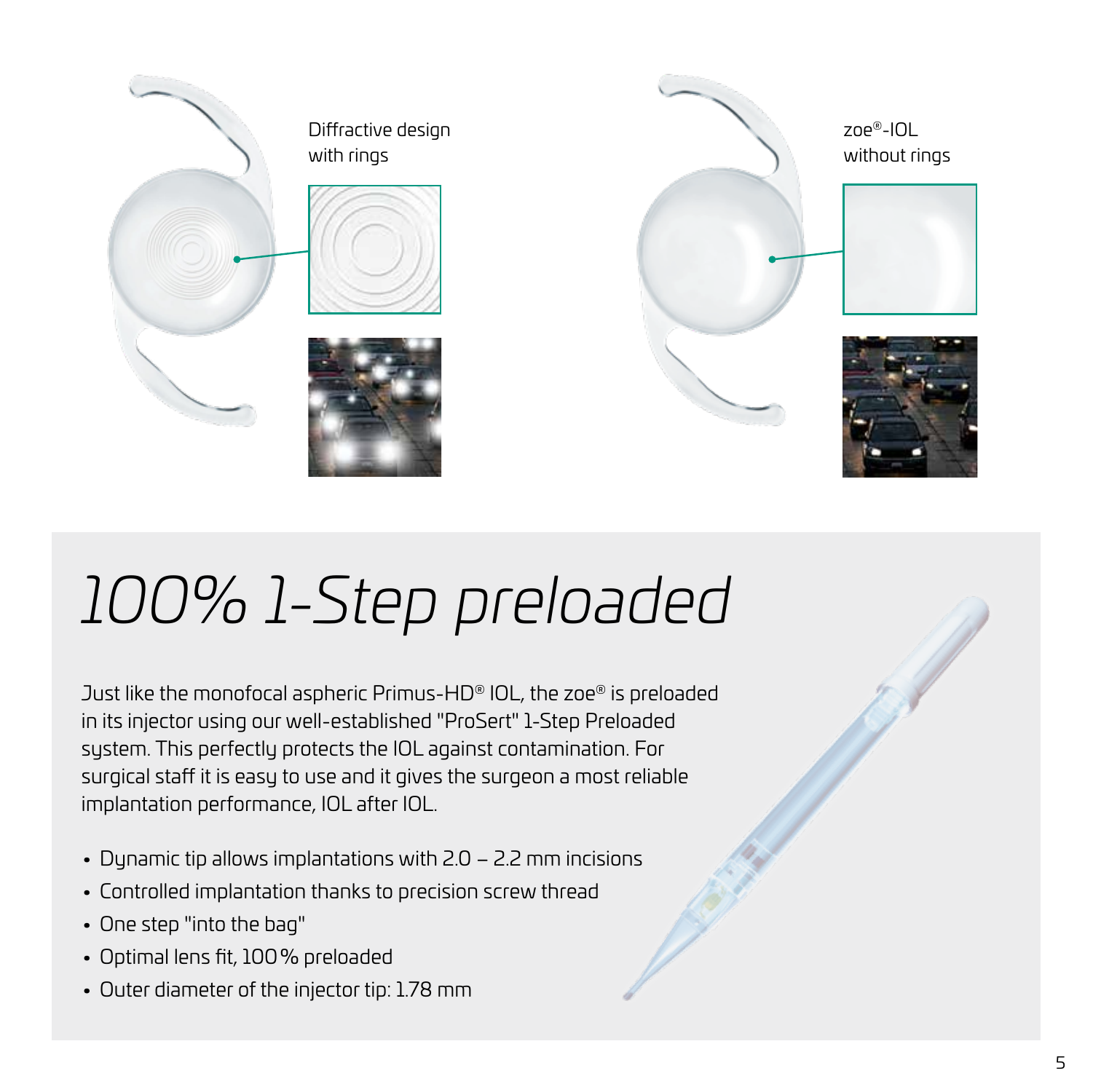Diffractive design with rings

zoe®-IOL without rings

# *100% 1-Step preloaded*

Just like the monofocal aspheric Primus-HD® IOL, the zoe® is preloaded in its injector using our well-established "ProSert" 1-Step Preloaded system. This perfectly protects the IOL against contamination. For surgical staff it is easy to use and it gives the surgeon a most reliable implantation performance, IOL after IOL.

- Dynamic tip allows implantations with 2.0 – 2.2 mm incisions
- Controlled implantation thanks to precision screw thread
- One step "into the bag"
- Optimal lens fit, 100 % preloaded
- Outer diameter of the injector tip: 1.78 mm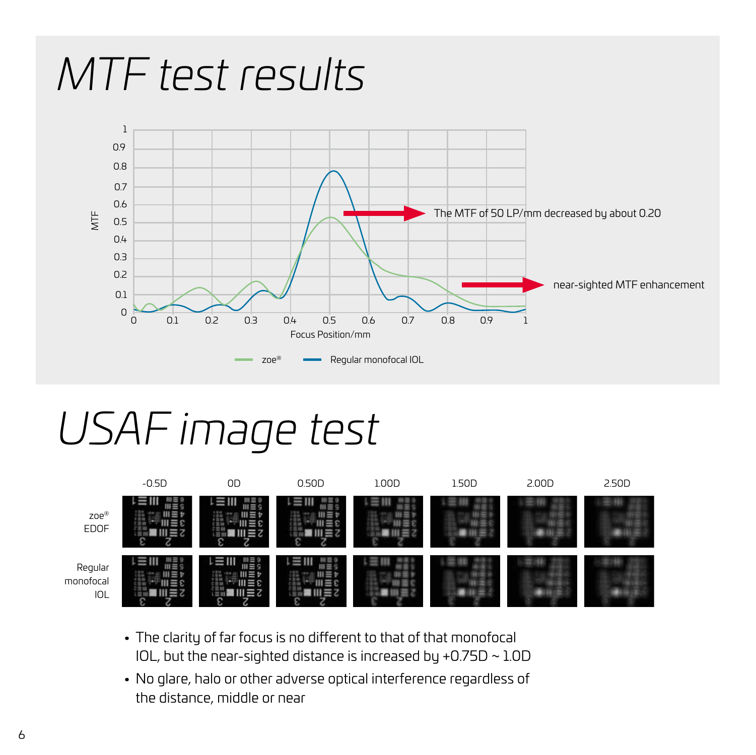# MTF test results

The MTF of 50 LP/mm decreased by about 0.20

near-sighted MTF enhancement

MTF

Focus Position/mm

zoe® — Regular monofocal IOL

# USAF image test

| | -0.5D | 0D | 0.50D | 1.00D | 1.50D | 2.00D | 2.50D |
|---|---|---|---|---|---|---|---|
| zoe® EDOF | | | | | | | |
| Regular monofocal IOL | | | | | | | |

- The clarity of far focus is no different to that of that monofocal IOL, but the near-sighted distance is increased by +0.75D ~ 1.0D
- No glare, halo or other adverse optical interference regardless of the distance, middle or near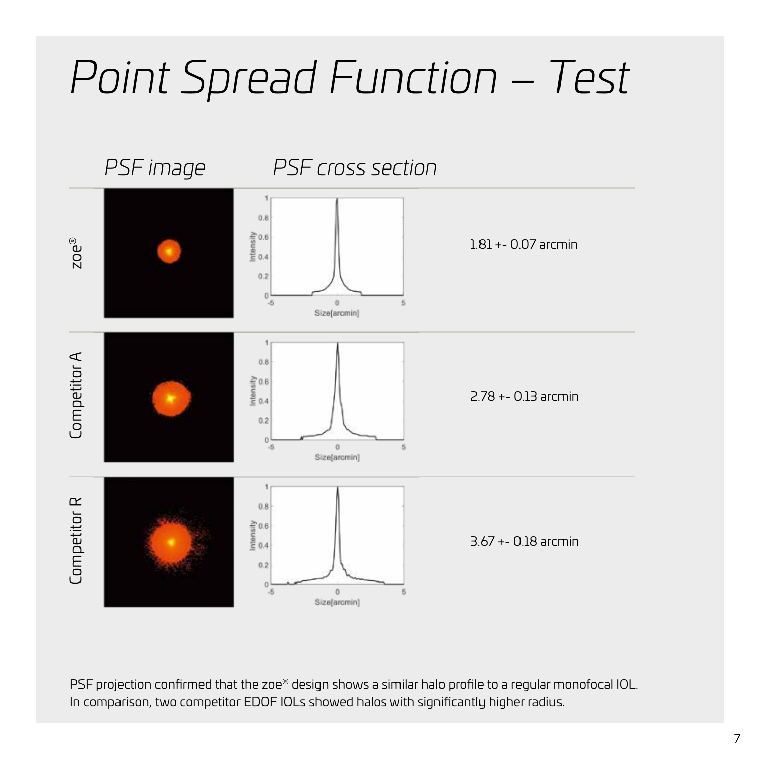# Point Spread Function – Test

| | PSF image | PSF cross section | |
|---|---|---|---|
| zoe® | | | 1.81 +- 0.07 arcmin |
| Competitor A | | | 2.78 +- 0.13 arcmin |
| Competitor R | | | 3.67 +- 0.18 arcmin |

PSF projection confirmed that the zoe® design shows a similar halo profile to a regular monofocal IOL. In comparison, two competitor EDOF IOLs showed halos with significantly higher radius.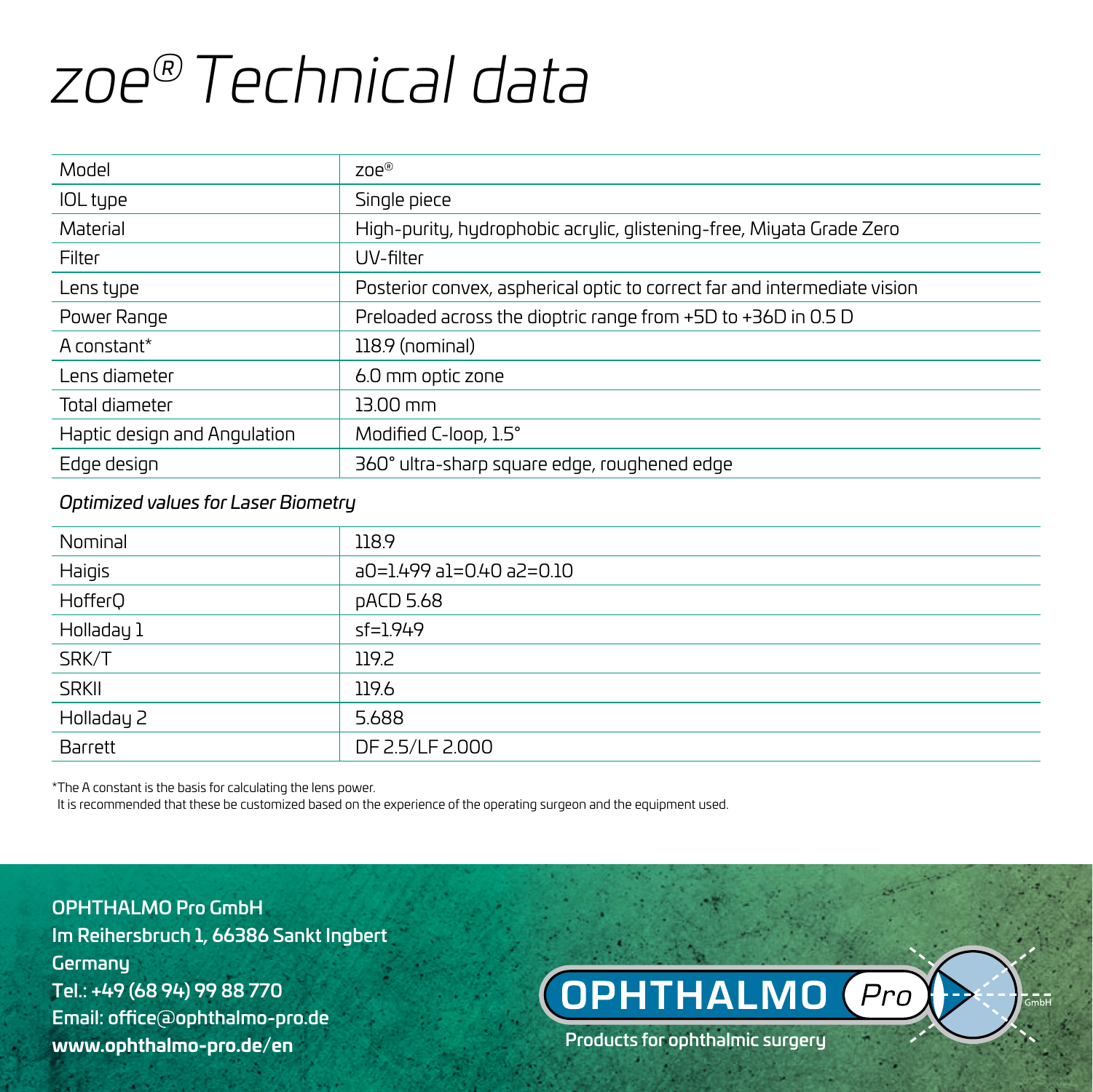# *zoe® Technical data*

| | |
|---|---|
| Model | zoe® |
| IOL type | Single piece |
| Material | High-purity, hydrophobic acrylic, glistening-free, Miyata Grade Zero |
| Filter | UV-filter |
| Lens type | Posterior convex, aspherical optic to correct far and intermediate vision |
| Power Range | Preloaded across the dioptric range from +5D to +36D in 0.5 D |
| A constant* | 118.9 (nominal) |
| Lens diameter | 6.0 mm optic zone |
| Total diameter | 13.00 mm |
| Haptic design and Angulation | Modified C-loop, 1.5° |
| Edge design | 360° ultra-sharp square edge, roughened edge |

*Optimized values for Laser Biometry*

| | |
|---|---|
| Nominal | 118.9 |
| Haigis | a0=1.499 a1=0.40 a2=0.10 |
| HofferQ | pACD 5.68 |
| Holladay 1 | sf=1.949 |
| SRK/T | 119.2 |
| SRKII | 119.6 |
| Holladay 2 | 5.688 |
| Barrett | DF 2.5/LF 2.000 |

*The A constant is the basis for calculating the lens power.
It is recommended that these be customized based on the experience of the operating surgeon and the equipment used.

**OPHTHALMO Pro GmbH**
**Im Reihersbruch 1, 66386 Sankt Ingbert**
**Germany**
**Tel.: +49 (68 94) 99 88 770**
**Email: office@ophthalmo-pro.de**
**www.ophthalmo-pro.de/en**

OPHTHALMO Pro GmbH
Products for ophthalmic surgery